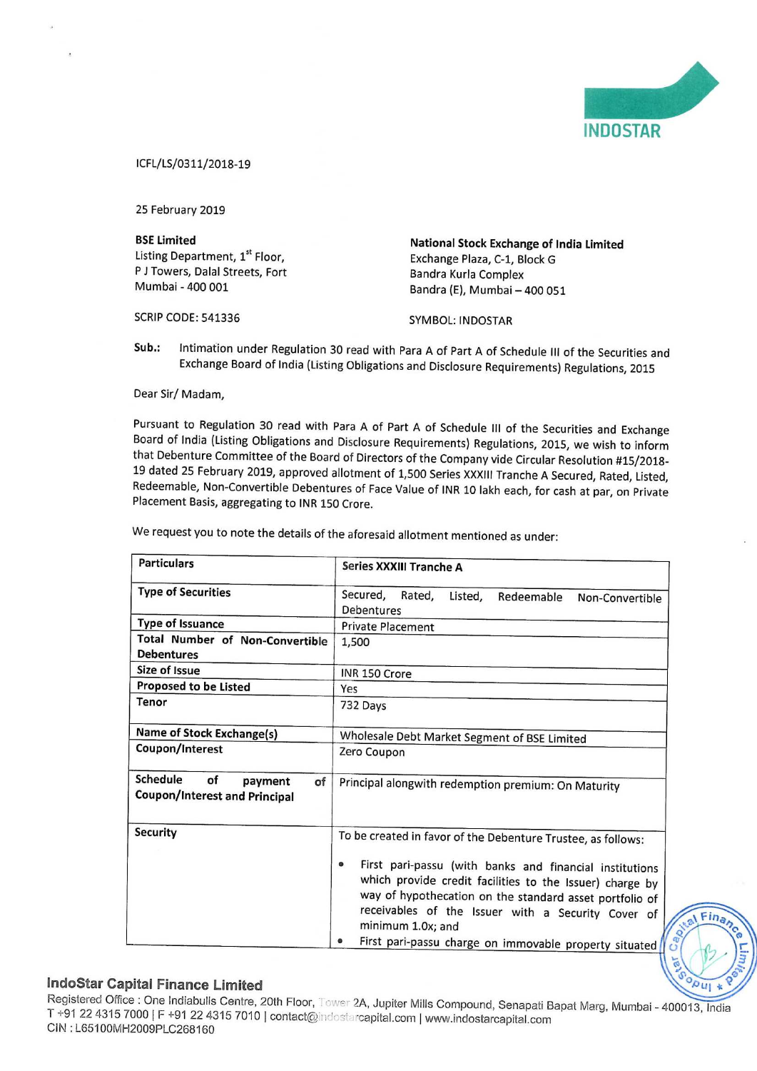INDOSTAR

ICFL/LS/0311/2018-19

25 February 2019

**BSE Limited**
Listing Department, 1st Floor,
P J Towers, Dalal Streets, Fort
Mumbai - 400 001

SCRIP CODE: 541336

**National Stock Exchange of India Limited**
Exchange Plaza, C-1, Block G
Bandra Kurla Complex
Bandra (E), Mumbai – 400 051

SYMBOL: INDOSTAR

**Sub.:** Intimation under Regulation 30 read with Para A of Part A of Schedule III of the Securities and Exchange Board of India (Listing Obligations and Disclosure Requirements) Regulations, 2015

Dear Sir/ Madam,

Pursuant to Regulation 30 read with Para A of Part A of Schedule III of the Securities and Exchange Board of India (Listing Obligations and Disclosure Requirements) Regulations, 2015, we wish to inform that Debenture Committee of the Board of Directors of the Company vide Circular Resolution #15/2018-19 dated 25 February 2019, approved allotment of 1,500 Series XXXIII Tranche A Secured, Rated, Listed, Redeemable, Non-Convertible Debentures of Face Value of INR 10 lakh each, for cash at par, on Private Placement Basis, aggregating to INR 150 Crore.

We request you to note the details of the aforesaid allotment mentioned as under:

| **Particulars** | **Series XXXIII Tranche A** |
|---|---|
| **Type of Securities** | Secured, Rated, Listed, Redeemable Non-Convertible Debentures |
| **Type of Issuance** | Private Placement |
| **Total Number of Non-Convertible Debentures** | 1,500 |
| **Size of Issue** | INR 150 Crore |
| **Proposed to be Listed** | Yes |
| **Tenor** | 732 Days |
| **Name of Stock Exchange(s)** | Wholesale Debt Market Segment of BSE Limited |
| **Coupon/Interest** | Zero Coupon |
| **Schedule of payment of Coupon/Interest and Principal** | Principal alongwith redemption premium: On Maturity |
| **Security** | To be created in favor of the Debenture Trustee, as follows:<br>• First pari-passu (with banks and financial institutions which provide credit facilities to the Issuer) charge by way of hypothecation on the standard asset portfolio of receivables of the Issuer with a Security Cover of minimum 1.0x; and<br>• First pari-passu charge on immovable property situated |

**IndoStar Capital Finance Limited**
Registered Office : One Indiabulls Centre, 20th Floor, Tower 2A, Jupiter Mills Compound, Senapati Bapat Marg, Mumbai - 400013, India
T +91 22 4315 7000 | F +91 22 4315 7010 | contact@indostarcapital.com | www.indostarcapital.com
CIN : L65100MH2009PLC268160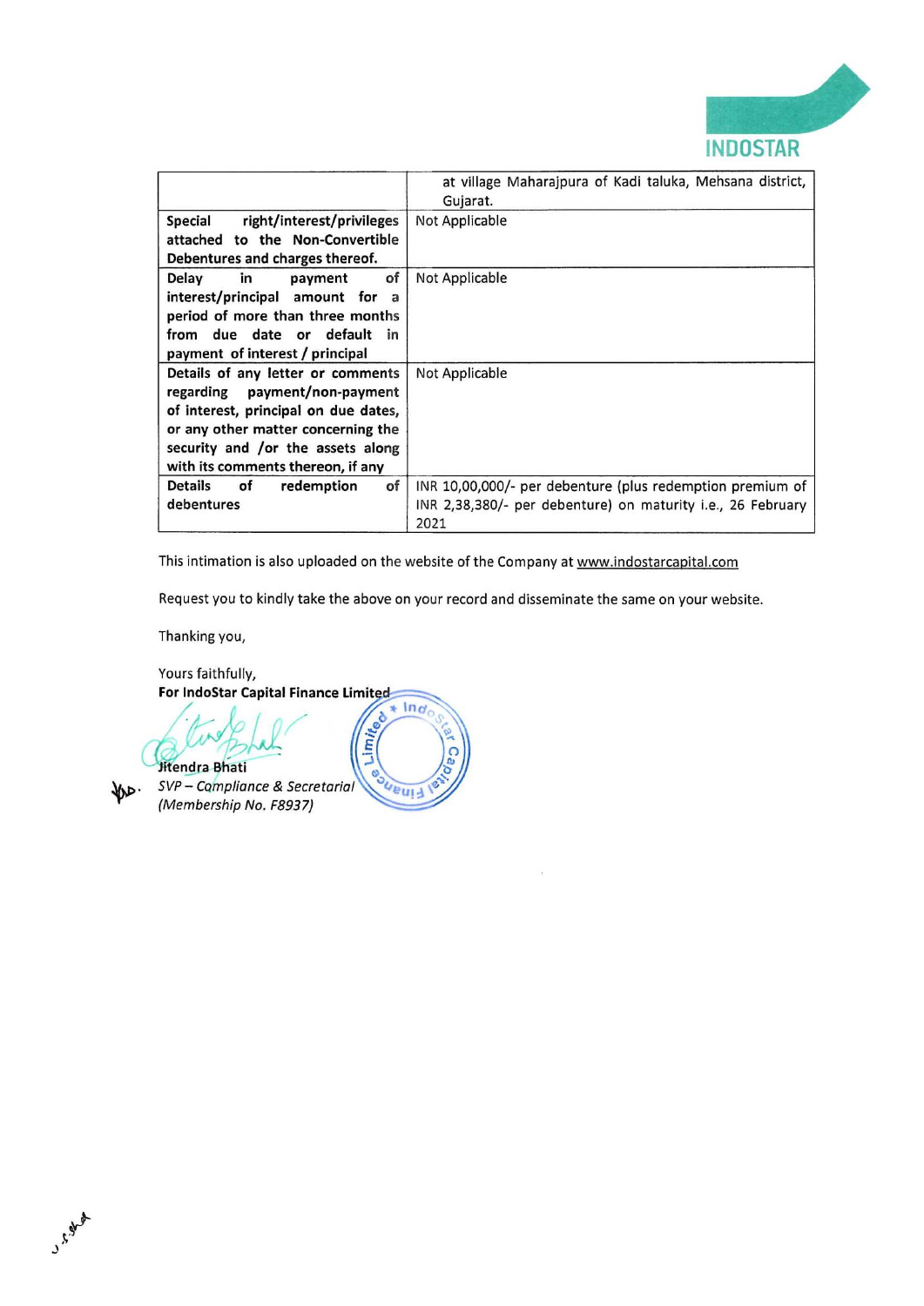| | |
|---|---|
| | at village Maharajpura of Kadi taluka, Mehsana district, Gujarat. |
| **Special right/interest/privileges attached to the Non-Convertible Debentures and charges thereof.** | Not Applicable |
| **Delay in payment of interest/principal amount for a period of more than three months from due date or default in payment of interest / principal** | Not Applicable |
| **Details of any letter or comments regarding payment/non-payment of interest, principal on due dates, or any other matter concerning the security and /or the assets along with its comments thereon, if any** | Not Applicable |
| **Details of redemption of debentures** | INR 10,00,000/- per debenture (plus redemption premium of INR 2,38,380/- per debenture) on maturity i.e., 26 February 2021 |

This intimation is also uploaded on the website of the Company at www.indostarcapital.com

Request you to kindly take the above on your record and disseminate the same on your website.

Thanking you,

Yours faithfully,
**For IndoStar Capital Finance Limited**

Jitendra Bhati
*SVP – Compliance & Secretarial*
*(Membership No. F8937)*